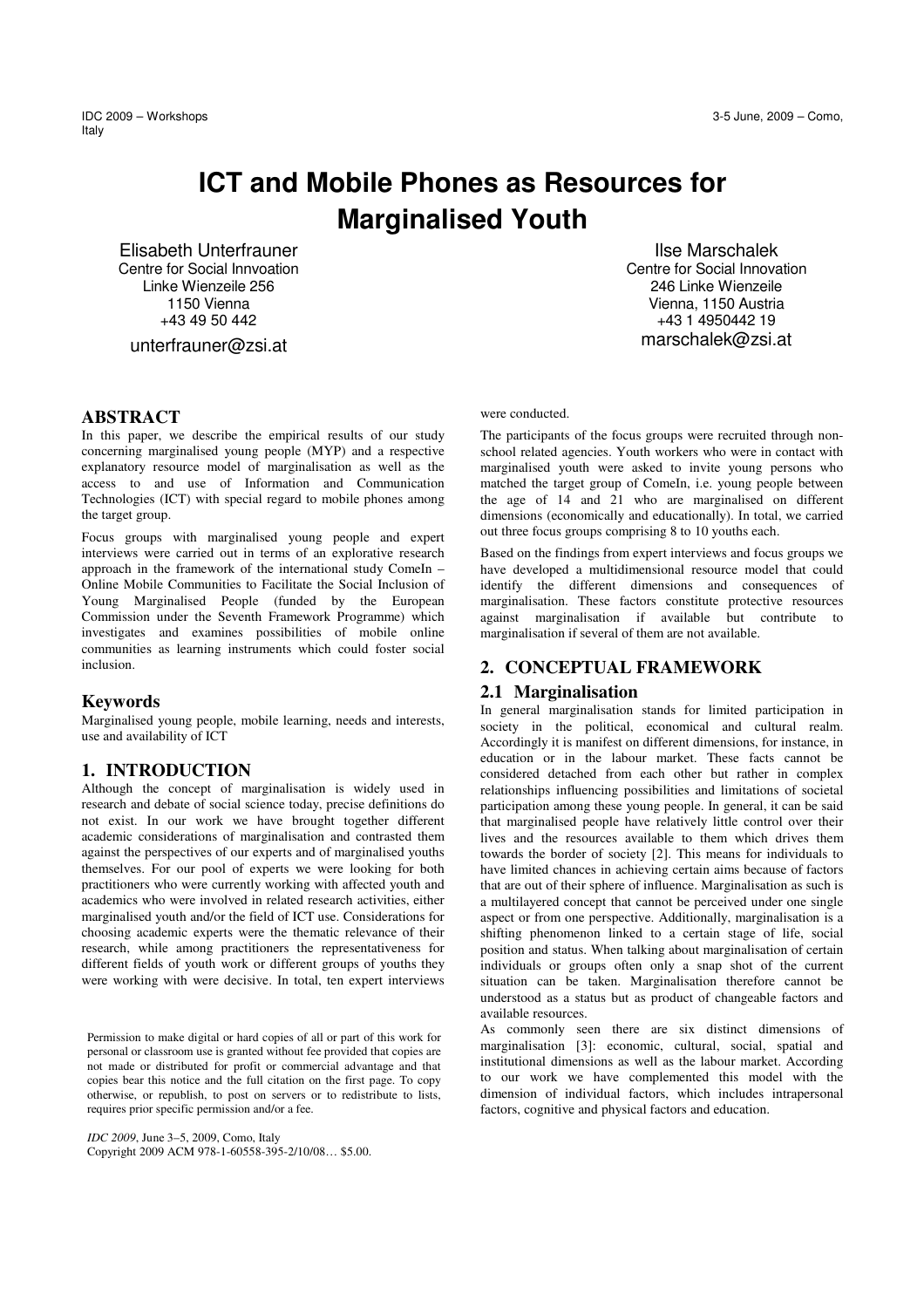# ICT and Mobile Phones as Resources for Marginalised Youth

Elisabeth Unterfrauner
Centre for Social Innvoation
Linke Wienzeile 256
1150 Vienna
+43 49 50 442
unterfrauner@zsi.at

Ilse Marschalek
Centre for Social Innovation
246 Linke Wienzeile
Vienna, 1150 Austria
+43 1 4950442 19
marschalek@zsi.at

## ABSTRACT

In this paper, we describe the empirical results of our study concerning marginalised young people (MYP) and a respective explanatory resource model of marginalisation as well as the access to and use of Information and Communication Technologies (ICT) with special regard to mobile phones among the target group.

Focus groups with marginalised young people and expert interviews were carried out in terms of an explorative research approach in the framework of the international study ComeIn – Online Mobile Communities to Facilitate the Social Inclusion of Young Marginalised People (funded by the European Commission under the Seventh Framework Programme) which investigates and examines possibilities of mobile online communities as learning instruments which could foster social inclusion.

## Keywords

Marginalised young people, mobile learning, needs and interests, use and availability of ICT

## 1. INTRODUCTION

Although the concept of marginalisation is widely used in research and debate of social science today, precise definitions do not exist. In our work we have brought together different academic considerations of marginalisation and contrasted them against the perspectives of our experts and of marginalised youths themselves. For our pool of experts we were looking for both practitioners who were currently working with affected youth and academics who were involved in related research activities, either marginalised youth and/or the field of ICT use. Considerations for choosing academic experts were the thematic relevance of their research, while among practitioners the representativeness for different fields of youth work or different groups of youths they were working with were decisive. In total, ten expert interviews were conducted.

The participants of the focus groups were recruited through non-school related agencies. Youth workers who were in contact with marginalised youth were asked to invite young persons who matched the target group of ComeIn, i.e. young people between the age of 14 and 21 who are marginalised on different dimensions (economically and educationally). In total, we carried out three focus groups comprising 8 to 10 youths each.

Based on the findings from expert interviews and focus groups we have developed a multidimensional resource model that could identify the different dimensions and consequences of marginalisation. These factors constitute protective resources against marginalisation if available but contribute to marginalisation if several of them are not available.

## 2. CONCEPTUAL FRAMEWORK

### 2.1 Marginalisation

In general marginalisation stands for limited participation in society in the political, economical and cultural realm. Accordingly it is manifest on different dimensions, for instance, in education or in the labour market. These facts cannot be considered detached from each other but rather in complex relationships influencing possibilities and limitations of societal participation among these young people. In general, it can be said that marginalised people have relatively little control over their lives and the resources available to them which drives them towards the border of society [2]. This means for individuals to have limited chances in achieving certain aims because of factors that are out of their sphere of influence. Marginalisation as such is a multilayered concept that cannot be perceived under one single aspect or from one perspective. Additionally, marginalisation is a shifting phenomenon linked to a certain stage of life, social position and status. When talking about marginalisation of certain individuals or groups often only a snap shot of the current situation can be taken. Marginalisation therefore cannot be understood as a status but as product of changeable factors and available resources.

As commonly seen there are six distinct dimensions of marginalisation [3]: economic, cultural, social, spatial and institutional dimensions as well as the labour market. According to our work we have complemented this model with the dimension of individual factors, which includes intrapersonal factors, cognitive and physical factors and education.

Permission to make digital or hard copies of all or part of this work for personal or classroom use is granted without fee provided that copies are not made or distributed for profit or commercial advantage and that copies bear this notice and the full citation on the first page. To copy otherwise, or republish, to post on servers or to redistribute to lists, requires prior specific permission and/or a fee.

*IDC 2009*, June 3–5, 2009, Como, Italy
Copyright 2009 ACM 978-1-60558-395-2/10/08… $5.00.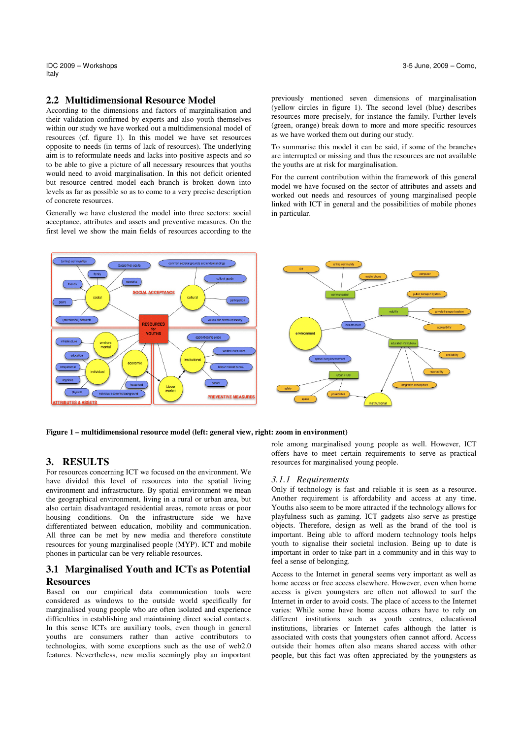## 2.2 Multidimensional Resource Model

According to the dimensions and factors of marginalisation and their validation confirmed by experts and also youth themselves within our study we have worked out a multidimensional model of resources (cf. figure 1). In this model we have set resources opposite to needs (in terms of lack of resources). The underlying aim is to reformulate needs and lacks into positive aspects and so to be able to give a picture of all necessary resources that youths would need to avoid marginalisation. In this not deficit oriented but resource centred model each branch is broken down into levels as far as possible so as to come to a very precise description of concrete resources.

Generally we have clustered the model into three sectors: social acceptance, attributes and assets and preventive measures. On the first level we show the main fields of resources according to the previously mentioned seven dimensions of marginalisation (yellow circles in figure 1). The second level (blue) describes resources more precisely, for instance the family. Further levels (green, orange) break down to more and more specific resources as we have worked them out during our study.

To summarise this model it can be said, if some of the branches are interrupted or missing and thus the resources are not available the youths are at risk for marginalisation.

For the current contribution within the framework of this general model we have focused on the sector of attributes and assets and worked out needs and resources of young marginalised people linked with ICT in general and the possibilities of mobile phones in particular.

**Figure 1 – multidimensional resource model (left: general view, right: zoom in environment)**

## 3. RESULTS

For resources concerning ICT we focused on the environment. We have divided this level of resources into the spatial living environment and infrastructure. By spatial environment we mean the geographical environment, living in a rural or urban area, but also certain disadvantaged residential areas, remote areas or poor housing conditions. On the infrastructure side we have differentiated between education, mobility and communication. All three can be met by new media and therefore constitute resources for young marginalised people (MYP). ICT and mobile phones in particular can be very reliable resources.

### 3.1 Marginalised Youth and ICTs as Potential Resources

Based on our empirical data communication tools were considered as windows to the outside world specifically for marginalised young people who are often isolated and experience difficulties in establishing and maintaining direct social contacts. In this sense ICTs are auxiliary tools, even though in general youths are consumers rather than active contributors to technologies, with some exceptions such as the use of web2.0 features. Nevertheless, new media seemingly play an important role among marginalised young people as well. However, ICT offers have to meet certain requirements to serve as practical resources for marginalised young people.

#### *3.1.1 Requirements*

Only if technology is fast and reliable it is seen as a resource. Another requirement is affordability and access at any time. Youths also seem to be more attracted if the technology allows for playfulness such as gaming. ICT gadgets also serve as prestige objects. Therefore, design as well as the brand of the tool is important. Being able to afford modern technology tools helps youth to signalise their societal inclusion. Being up to date is important in order to take part in a community and in this way to feel a sense of belonging.

Access to the Internet in general seems very important as well as home access or free access elsewhere. However, even when home access is given youngsters are often not allowed to surf the Internet in order to avoid costs. The place of access to the Internet varies: While some have home access others have to rely on different institutions such as youth centres, educational institutions, libraries or Internet cafes although the latter is associated with costs that youngsters often cannot afford. Access outside their homes often also means shared access with other people, but this fact was often appreciated by the youngsters as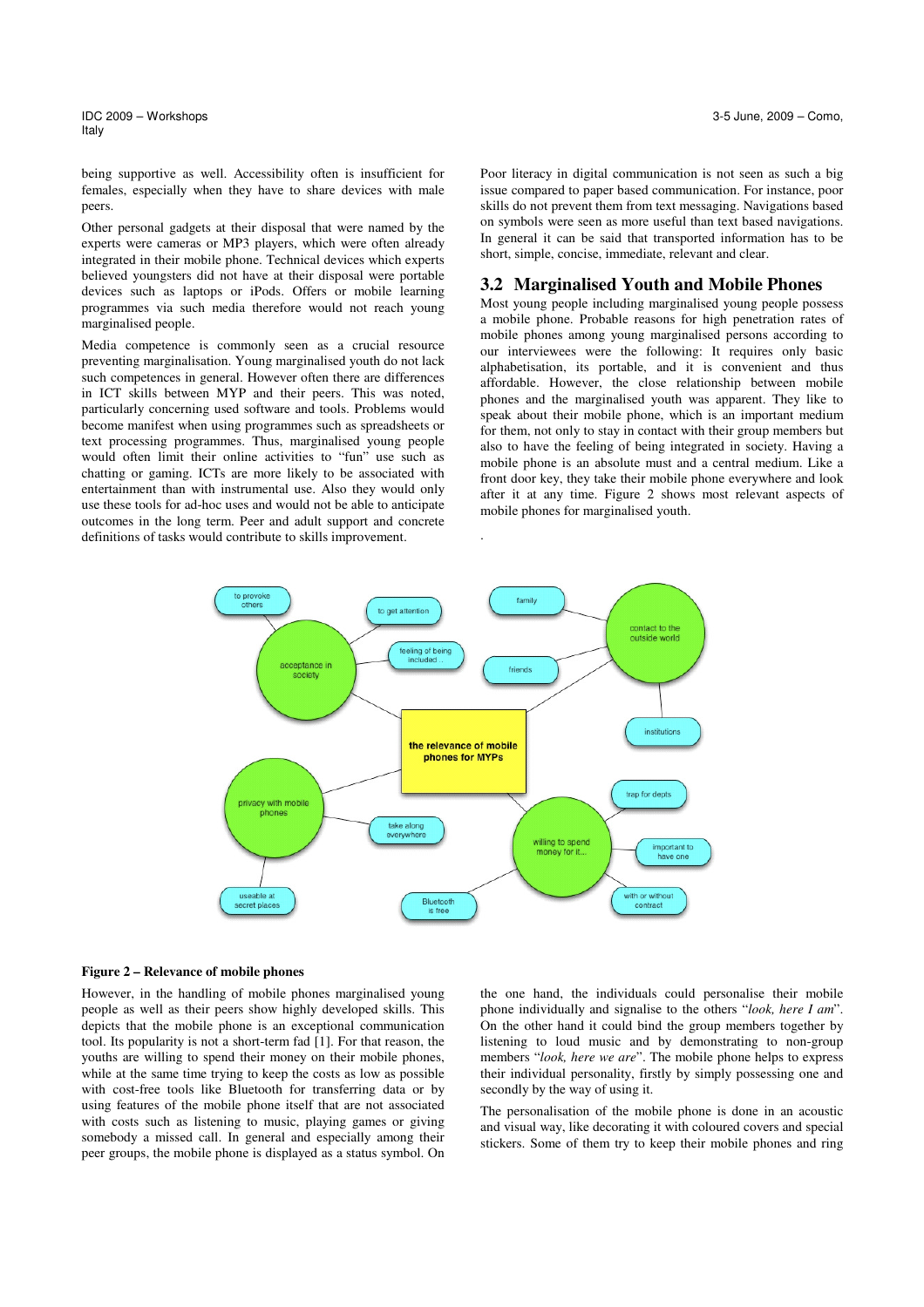being supportive as well. Accessibility often is insufficient for females, especially when they have to share devices with male peers.

Other personal gadgets at their disposal that were named by the experts were cameras or MP3 players, which were often already integrated in their mobile phone. Technical devices which experts believed youngsters did not have at their disposal were portable devices such as laptops or iPods. Offers or mobile learning programmes via such media therefore would not reach young marginalised people.

Media competence is commonly seen as a crucial resource preventing marginalisation. Young marginalised youth do not lack such competences in general. However often there are differences in ICT skills between MYP and their peers. This was noted, particularly concerning used software and tools. Problems would become manifest when using programmes such as spreadsheets or text processing programmes. Thus, marginalised young people would often limit their online activities to "fun" use such as chatting or gaming. ICTs are more likely to be associated with entertainment than with instrumental use. Also they would only use these tools for ad-hoc uses and would not be able to anticipate outcomes in the long term. Peer and adult support and concrete definitions of tasks would contribute to skills improvement.

Poor literacy in digital communication is not seen as such a big issue compared to paper based communication. For instance, poor skills do not prevent them from text messaging. Navigations based on symbols were seen as more useful than text based navigations. In general it can be said that transported information has to be short, simple, concise, immediate, relevant and clear.

## 3.2 Marginalised Youth and Mobile Phones

Most young people including marginalised young people possess a mobile phone. Probable reasons for high penetration rates of mobile phones among young marginalised persons according to our interviewees were the following: It requires only basic alphabetisation, its portable, and it is convenient and thus affordable. However, the close relationship between mobile phones and the marginalised youth was apparent. They like to speak about their mobile phone, which is an important medium for them, not only to stay in contact with their group members but also to have the feeling of being integrated in society. Having a mobile phone is an absolute must and a central medium. Like a front door key, they take their mobile phone everywhere and look after it at any time. Figure 2 shows most relevant aspects of mobile phones for marginalised youth.

**Figure 2 – Relevance of mobile phones**

However, in the handling of mobile phones marginalised young people as well as their peers show highly developed skills. This depicts that the mobile phone is an exceptional communication tool. Its popularity is not a short-term fad [1]. For that reason, the youths are willing to spend their money on their mobile phones, while at the same time trying to keep the costs as low as possible with cost-free tools like Bluetooth for transferring data or by using features of the mobile phone itself that are not associated with costs such as listening to music, playing games or giving somebody a missed call. In general and especially among their peer groups, the mobile phone is displayed as a status symbol. On the one hand, the individuals could personalise their mobile phone individually and signalise to the others "*look, here I am*". On the other hand it could bind the group members together by listening to loud music and by demonstrating to non-group members "*look, here we are*". The mobile phone helps to express their individual personality, firstly by simply possessing one and secondly by the way of using it.

The personalisation of the mobile phone is done in an acoustic and visual way, like decorating it with coloured covers and special stickers. Some of them try to keep their mobile phones and ring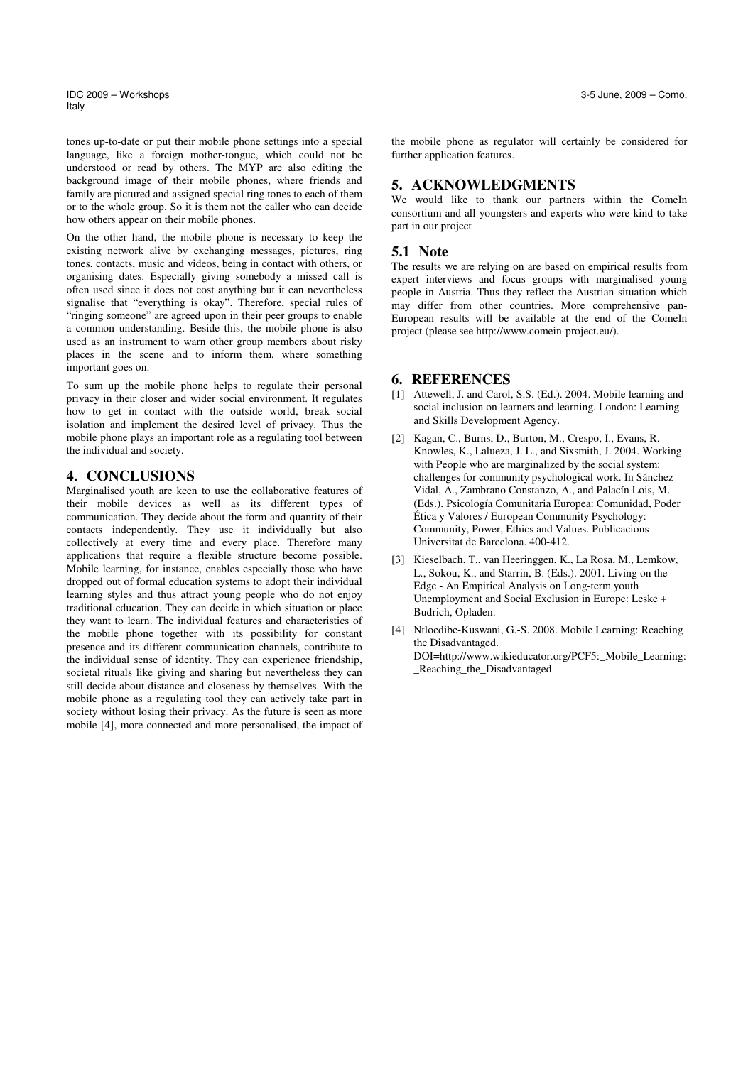tones up-to-date or put their mobile phone settings into a special language, like a foreign mother-tongue, which could not be understood or read by others. The MYP are also editing the background image of their mobile phones, where friends and family are pictured and assigned special ring tones to each of them or to the whole group. So it is them not the caller who can decide how others appear on their mobile phones.

On the other hand, the mobile phone is necessary to keep the existing network alive by exchanging messages, pictures, ring tones, contacts, music and videos, being in contact with others, or organising dates. Especially giving somebody a missed call is often used since it does not cost anything but it can nevertheless signalise that "everything is okay". Therefore, special rules of "ringing someone" are agreed upon in their peer groups to enable a common understanding. Beside this, the mobile phone is also used as an instrument to warn other group members about risky places in the scene and to inform them, where something important goes on.

To sum up the mobile phone helps to regulate their personal privacy in their closer and wider social environment. It regulates how to get in contact with the outside world, break social isolation and implement the desired level of privacy. Thus the mobile phone plays an important role as a regulating tool between the individual and society.

## 4. CONCLUSIONS

Marginalised youth are keen to use the collaborative features of their mobile devices as well as its different types of communication. They decide about the form and quantity of their contacts independently. They use it individually but also collectively at every time and every place. Therefore many applications that require a flexible structure become possible. Mobile learning, for instance, enables especially those who have dropped out of formal education systems to adopt their individual learning styles and thus attract young people who do not enjoy traditional education. They can decide in which situation or place they want to learn. The individual features and characteristics of the mobile phone together with its possibility for constant presence and its different communication channels, contribute to the individual sense of identity. They can experience friendship, societal rituals like giving and sharing but nevertheless they can still decide about distance and closeness by themselves. With the mobile phone as a regulating tool they can actively take part in society without losing their privacy. As the future is seen as more mobile [4], more connected and more personalised, the impact of the mobile phone as regulator will certainly be considered for further application features.

## 5. ACKNOWLEDGMENTS

We would like to thank our partners within the ComeIn consortium and all youngsters and experts who were kind to take part in our project

### 5.1 Note

The results we are relying on are based on empirical results from expert interviews and focus groups with marginalised young people in Austria. Thus they reflect the Austrian situation which may differ from other countries. More comprehensive pan-European results will be available at the end of the ComeIn project (please see http://www.comein-project.eu/).

## 6. REFERENCES

[1] Attewell, J. and Carol, S.S. (Ed.). 2004. Mobile learning and social inclusion on learners and learning. London: Learning and Skills Development Agency.

[2] Kagan, C., Burns, D., Burton, M., Crespo, I., Evans, R. Knowles, K., Lalueza, J. L., and Sixsmith, J. 2004. Working with People who are marginalized by the social system: challenges for community psychological work. In Sánchez Vidal, A., Zambrano Constanzo, A., and Palacín Lois, M. (Eds.). Psicología Comunitaria Europea: Comunidad, Poder Ética y Valores / European Community Psychology: Community, Power, Ethics and Values. Publicacions Universitat de Barcelona. 400-412.

[3] Kieselbach, T., van Heeringgen, K., La Rosa, M., Lemkow, L., Sokou, K., and Starrin, B. (Eds.). 2001. Living on the Edge - An Empirical Analysis on Long-term youth Unemployment and Social Exclusion in Europe: Leske + Budrich, Opladen.

[4] Ntloedibe-Kuswani, G.-S. 2008. Mobile Learning: Reaching the Disadvantaged. DOI=http://www.wikieducator.org/PCF5:_Mobile_Learning:_Reaching_the_Disadvantaged